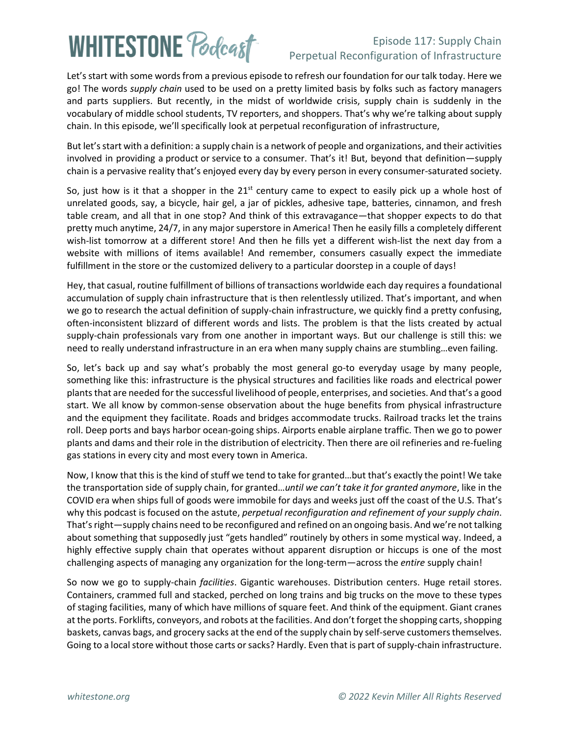# Episode 117: Supply Chain Perpetual Reconfiguration of Infrastructure

Let's start with some words from a previous episode to refresh our foundation for our talk today. Here we go! The words *supply chain* used to be used on a pretty limited basis by folks such as factory managers and parts suppliers. But recently, in the midst of worldwide crisis, supply chain is suddenly in the vocabulary of middle school students, TV reporters, and shoppers. That's why we're talking about supply chain. In this episode, we'll specifically look at perpetual reconfiguration of infrastructure,

But let's start with a definition: a supply chain is a network of people and organizations, and their activities involved in providing a product or service to a consumer. That's it! But, beyond that definition—supply chain is a pervasive reality that's enjoyed every day by every person in every consumer-saturated society.

So, just how is it that a shopper in the 21st century came to expect to easily pick up a whole host of unrelated goods, say, a bicycle, hair gel, a jar of pickles, adhesive tape, batteries, cinnamon, and fresh table cream, and all that in one stop? And think of this extravagance—that shopper expects to do that pretty much anytime, 24/7, in any major superstore in America! Then he easily fills a completely different wish-list tomorrow at a different store! And then he fills yet a different wish-list the next day from a website with millions of items available! And remember, consumers casually expect the immediate fulfillment in the store or the customized delivery to a particular doorstep in a couple of days!

Hey, that casual, routine fulfillment of billions of transactions worldwide each day requires a foundational accumulation of supply chain infrastructure that is then relentlessly utilized. That's important, and when we go to research the actual definition of supply-chain infrastructure, we quickly find a pretty confusing, often-inconsistent blizzard of different words and lists. The problem is that the lists created by actual supply-chain professionals vary from one another in important ways. But our challenge is still this: we need to really understand infrastructure in an era when many supply chains are stumbling…even failing.

So, let's back up and say what's probably the most general go-to everyday usage by many people, something like this: infrastructure is the physical structures and facilities like roads and electrical power plants that are needed for the successful livelihood of people, enterprises, and societies. And that's a good start. We all know by common-sense observation about the huge benefits from physical infrastructure and the equipment they facilitate. Roads and bridges accommodate trucks. Railroad tracks let the trains roll. Deep ports and bays harbor ocean-going ships. Airports enable airplane traffic. Then we go to power plants and dams and their role in the distribution of electricity. Then there are oil refineries and re-fueling gas stations in every city and most every town in America.

Now, I know that this is the kind of stuff we tend to take for granted…but that's exactly the point! We take the transportation side of supply chain, for granted…*until we can't take it for granted anymore*, like in the COVID era when ships full of goods were immobile for days and weeks just off the coast of the U.S. That's why this podcast is focused on the astute, *perpetual reconfiguration and refinement of your supply chain*. That's right—supply chains need to be reconfigured and refined on an ongoing basis. And we're not talking about something that supposedly just "gets handled" routinely by others in some mystical way. Indeed, a highly effective supply chain that operates without apparent disruption or hiccups is one of the most challenging aspects of managing any organization for the long-term—across the *entire* supply chain!

So now we go to supply-chain *facilities*. Gigantic warehouses. Distribution centers. Huge retail stores. Containers, crammed full and stacked, perched on long trains and big trucks on the move to these types of staging facilities, many of which have millions of square feet. And think of the equipment. Giant cranes at the ports. Forklifts, conveyors, and robots at the facilities. And don't forget the shopping carts, shopping baskets, canvas bags, and grocery sacks at the end of the supply chain by self-serve customers themselves. Going to a local store without those carts or sacks? Hardly. Even that is part of supply-chain infrastructure.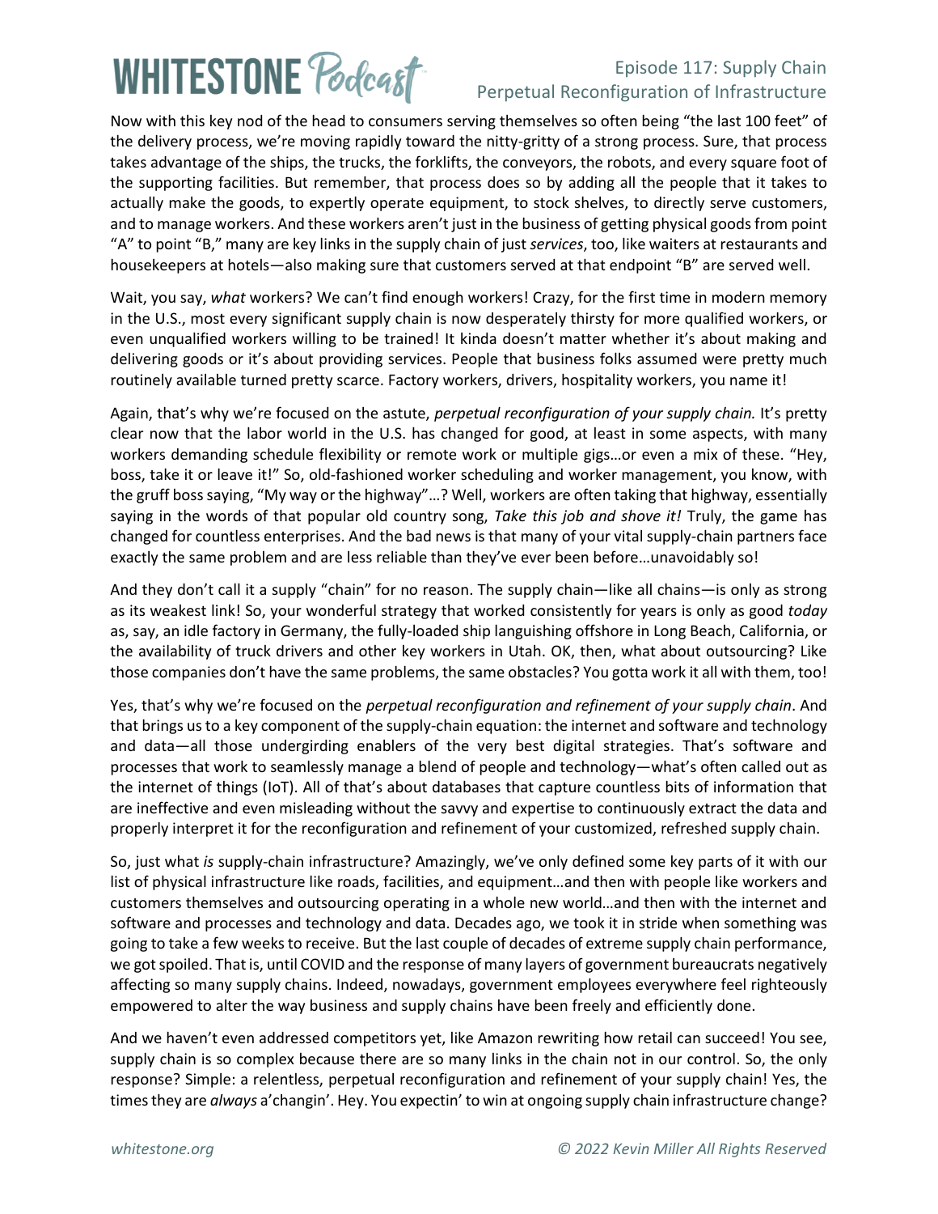Now with this key nod of the head to consumers serving themselves so often being "the last 100 feet" of the delivery process, we're moving rapidly toward the nitty-gritty of a strong process. Sure, that process takes advantage of the ships, the trucks, the forklifts, the conveyors, the robots, and every square foot of the supporting facilities. But remember, that process does so by adding all the people that it takes to actually make the goods, to expertly operate equipment, to stock shelves, to directly serve customers, and to manage workers. And these workers aren't just in the business of getting physical goods from point "A" to point "B," many are key links in the supply chain of just *services*, too, like waiters at restaurants and housekeepers at hotels—also making sure that customers served at that endpoint "B" are served well.

Wait, you say, *what* workers? We can't find enough workers! Crazy, for the first time in modern memory in the U.S., most every significant supply chain is now desperately thirsty for more qualified workers, or even unqualified workers willing to be trained! It kinda doesn't matter whether it's about making and delivering goods or it's about providing services. People that business folks assumed were pretty much routinely available turned pretty scarce. Factory workers, drivers, hospitality workers, you name it!

Again, that's why we're focused on the astute, *perpetual reconfiguration of your supply chain.* It's pretty clear now that the labor world in the U.S. has changed for good, at least in some aspects, with many workers demanding schedule flexibility or remote work or multiple gigs…or even a mix of these. "Hey, boss, take it or leave it!" So, old-fashioned worker scheduling and worker management, you know, with the gruff boss saying, "My way or the highway"…? Well, workers are often taking that highway, essentially saying in the words of that popular old country song, *Take this job and shove it!* Truly, the game has changed for countless enterprises. And the bad news is that many of your vital supply-chain partners face exactly the same problem and are less reliable than they've ever been before…unavoidably so!

And they don't call it a supply "chain" for no reason. The supply chain—like all chains—is only as strong as its weakest link! So, your wonderful strategy that worked consistently for years is only as good *today* as, say, an idle factory in Germany, the fully-loaded ship languishing offshore in Long Beach, California, or the availability of truck drivers and other key workers in Utah. OK, then, what about outsourcing? Like those companies don't have the same problems, the same obstacles? You gotta work it all with them, too!

Yes, that's why we're focused on the *perpetual reconfiguration and refinement of your supply chain*. And that brings us to a key component of the supply-chain equation: the internet and software and technology and data—all those undergirding enablers of the very best digital strategies. That's software and processes that work to seamlessly manage a blend of people and technology—what's often called out as the internet of things (IoT). All of that's about databases that capture countless bits of information that are ineffective and even misleading without the savvy and expertise to continuously extract the data and properly interpret it for the reconfiguration and refinement of your customized, refreshed supply chain.

So, just what *is* supply-chain infrastructure? Amazingly, we've only defined some key parts of it with our list of physical infrastructure like roads, facilities, and equipment…and then with people like workers and customers themselves and outsourcing operating in a whole new world…and then with the internet and software and processes and technology and data. Decades ago, we took it in stride when something was going to take a few weeks to receive. But the last couple of decades of extreme supply chain performance, we got spoiled. That is, until COVID and the response of many layers of government bureaucrats negatively affecting so many supply chains. Indeed, nowadays, government employees everywhere feel righteously empowered to alter the way business and supply chains have been freely and efficiently done.

And we haven't even addressed competitors yet, like Amazon rewriting how retail can succeed! You see, supply chain is so complex because there are so many links in the chain not in our control. So, the only response? Simple: a relentless, perpetual reconfiguration and refinement of your supply chain! Yes, the times they are *always* a'changin'. Hey. You expectin' to win at ongoing supply chain infrastructure change?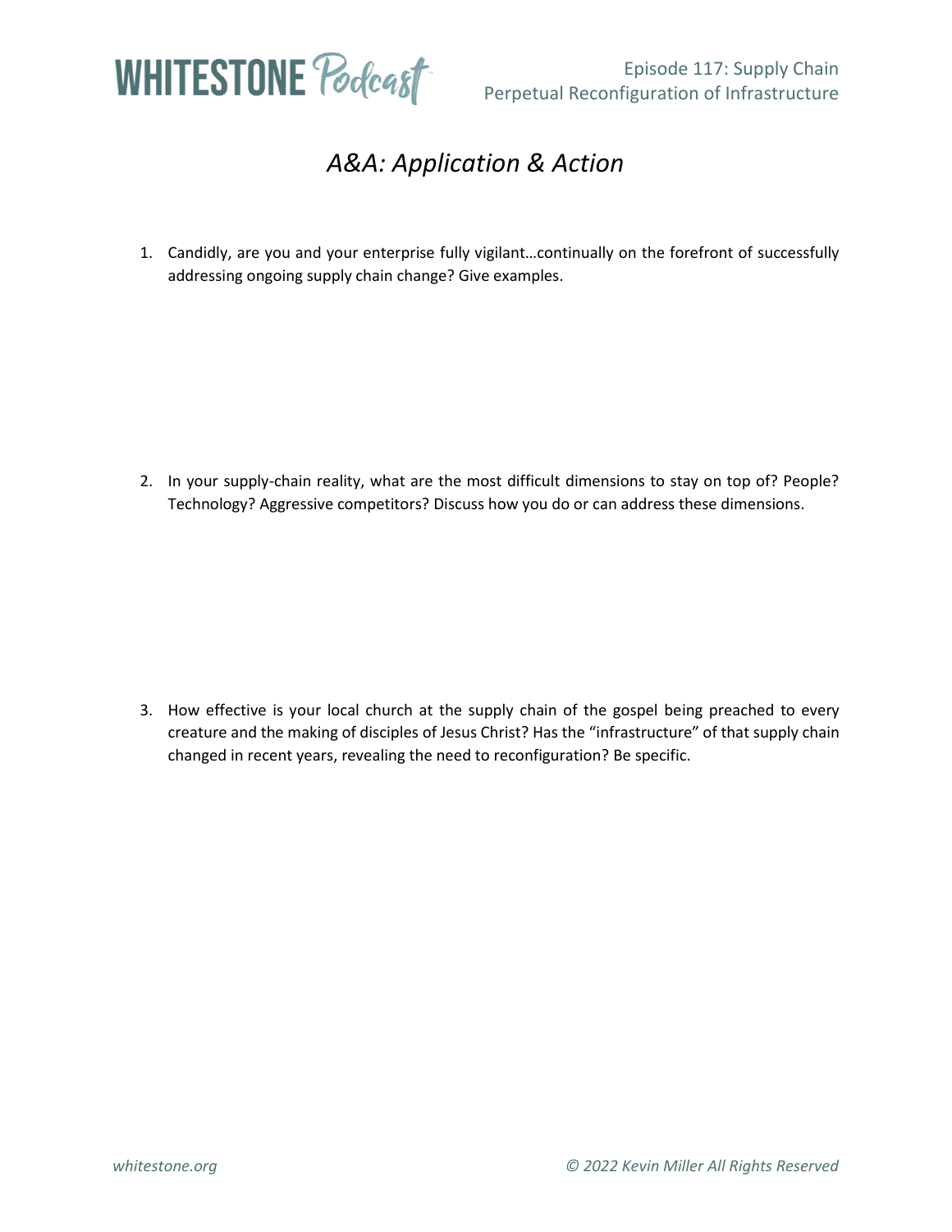# *A&A: Application & Action*

1. Candidly, are you and your enterprise fully vigilant…continually on the forefront of successfully addressing ongoing supply chain change? Give examples.

2. In your supply-chain reality, what are the most difficult dimensions to stay on top of? People? Technology? Aggressive competitors? Discuss how you do or can address these dimensions.

3. How effective is your local church at the supply chain of the gospel being preached to every creature and the making of disciples of Jesus Christ? Has the "infrastructure" of that supply chain changed in recent years, revealing the need to reconfiguration? Be specific.